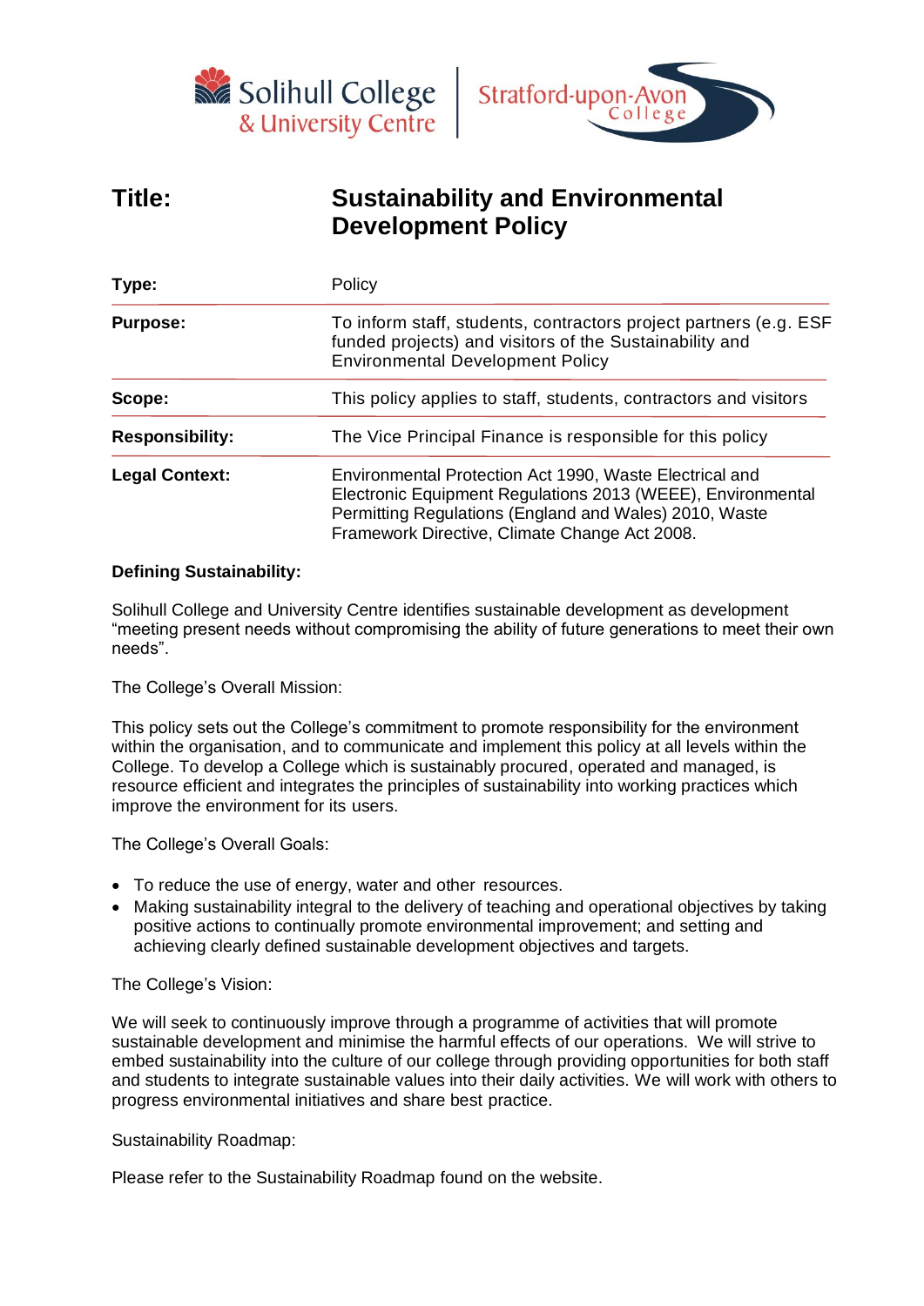Solihull College & University Centre | Stratford-upon-Avon College

| **Title:** | **Sustainability and Environmental Development Policy** |
|---|---|
| **Type:** | Policy |
| **Purpose:** | To inform staff, students, contractors project partners (e.g. ESF funded projects) and visitors of the Sustainability and Environmental Development Policy |
| **Scope:** | This policy applies to staff, students, contractors and visitors |
| **Responsibility:** | The Vice Principal Finance is responsible for this policy |
| **Legal Context:** | Environmental Protection Act 1990, Waste Electrical and Electronic Equipment Regulations 2013 (WEEE), Environmental Permitting Regulations (England and Wales) 2010, Waste Framework Directive, Climate Change Act 2008. |

**Defining Sustainability:**

Solihull College and University Centre identifies sustainable development as development "meeting present needs without compromising the ability of future generations to meet their own needs".

The College's Overall Mission:

This policy sets out the College's commitment to promote responsibility for the environment within the organisation, and to communicate and implement this policy at all levels within the College. To develop a College which is sustainably procured, operated and managed, is resource efficient and integrates the principles of sustainability into working practices which improve the environment for its users.

The College's Overall Goals:

- To reduce the use of energy, water and other resources.
- Making sustainability integral to the delivery of teaching and operational objectives by taking positive actions to continually promote environmental improvement; and setting and achieving clearly defined sustainable development objectives and targets.

The College's Vision:

We will seek to continuously improve through a programme of activities that will promote sustainable development and minimise the harmful effects of our operations. We will strive to embed sustainability into the culture of our college through providing opportunities for both staff and students to integrate sustainable values into their daily activities. We will work with others to progress environmental initiatives and share best practice.

Sustainability Roadmap:

Please refer to the Sustainability Roadmap found on the website.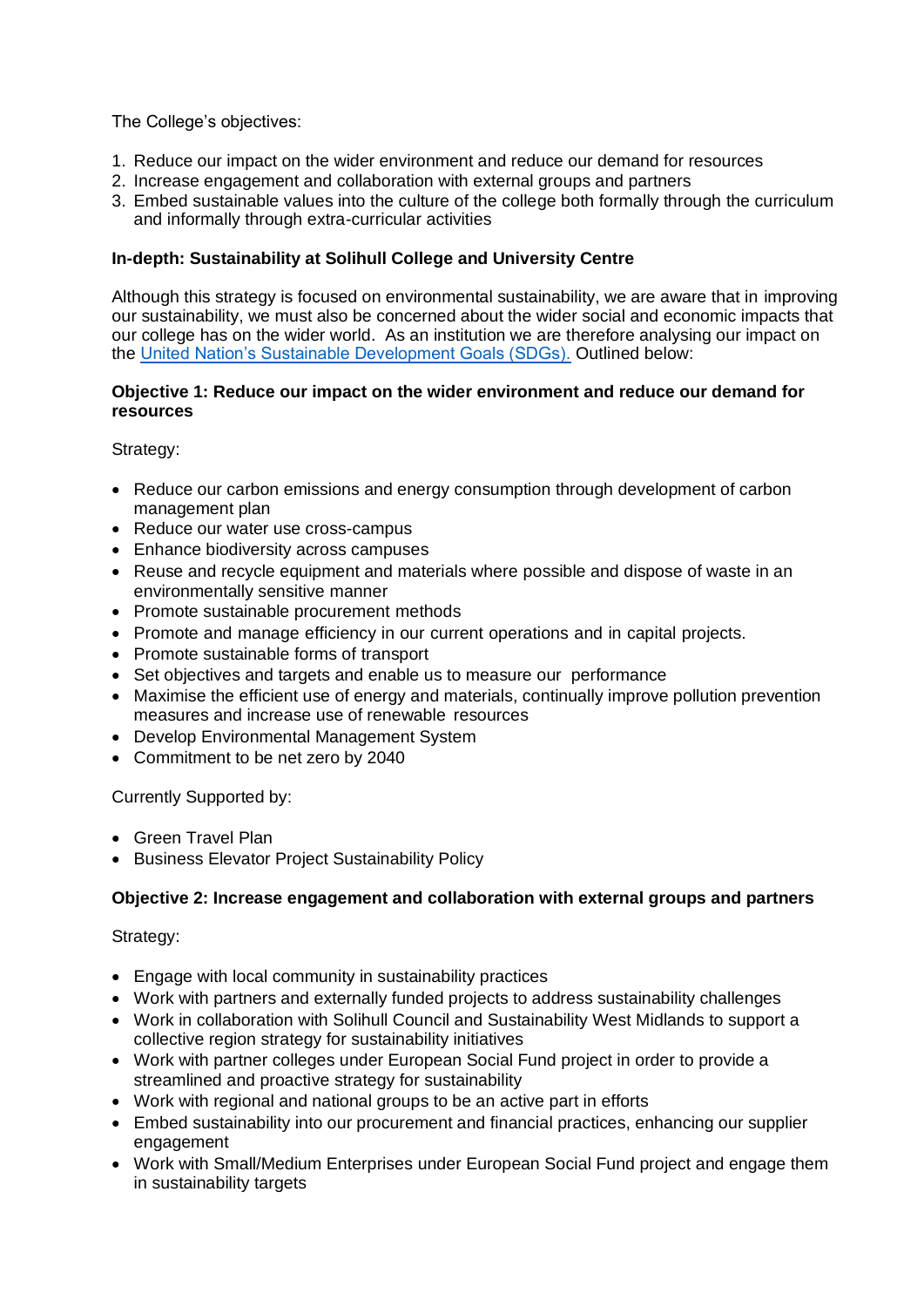The College's objectives:

1. Reduce our impact on the wider environment and reduce our demand for resources
2. Increase engagement and collaboration with external groups and partners
3. Embed sustainable values into the culture of the college both formally through the curriculum and informally through extra-curricular activities

**In-depth: Sustainability at Solihull College and University Centre**

Although this strategy is focused on environmental sustainability, we are aware that in improving our sustainability, we must also be concerned about the wider social and economic impacts that our college has on the wider world. As an institution we are therefore analysing our impact on the [United Nation's Sustainable Development Goals (SDGs).](#) Outlined below:

**Objective 1: Reduce our impact on the wider environment and reduce our demand for resources**

Strategy:

- Reduce our carbon emissions and energy consumption through development of carbon management plan
- Reduce our water use cross-campus
- Enhance biodiversity across campuses
- Reuse and recycle equipment and materials where possible and dispose of waste in an environmentally sensitive manner
- Promote sustainable procurement methods
- Promote and manage efficiency in our current operations and in capital projects.
- Promote sustainable forms of transport
- Set objectives and targets and enable us to measure our performance
- Maximise the efficient use of energy and materials, continually improve pollution prevention measures and increase use of renewable resources
- Develop Environmental Management System
- Commitment to be net zero by 2040

Currently Supported by:

- Green Travel Plan
- Business Elevator Project Sustainability Policy

**Objective 2: Increase engagement and collaboration with external groups and partners**

Strategy:

- Engage with local community in sustainability practices
- Work with partners and externally funded projects to address sustainability challenges
- Work in collaboration with Solihull Council and Sustainability West Midlands to support a collective region strategy for sustainability initiatives
- Work with partner colleges under European Social Fund project in order to provide a streamlined and proactive strategy for sustainability
- Work with regional and national groups to be an active part in efforts
- Embed sustainability into our procurement and financial practices, enhancing our supplier engagement
- Work with Small/Medium Enterprises under European Social Fund project and engage them in sustainability targets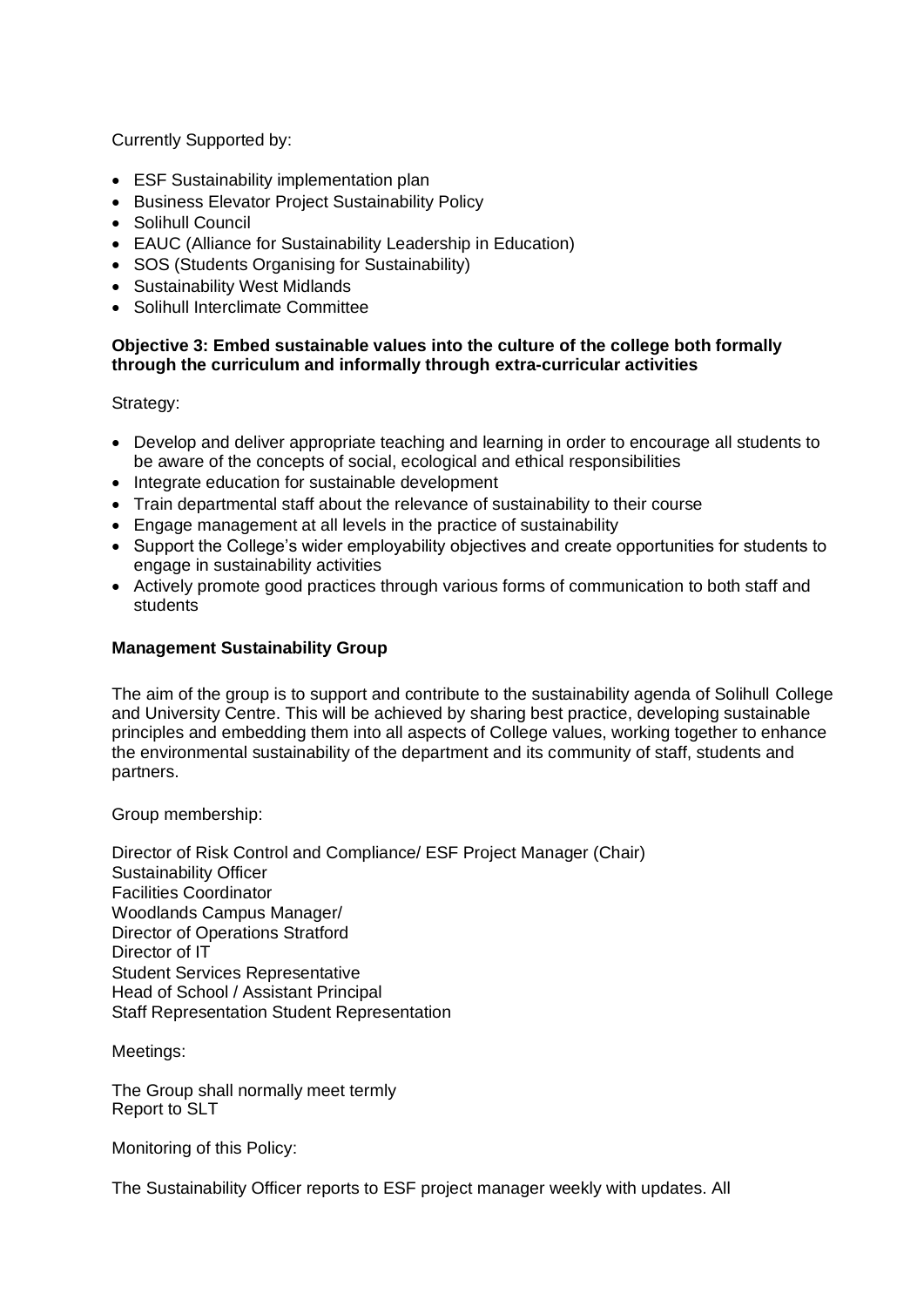Currently Supported by:

- ESF Sustainability implementation plan
- Business Elevator Project Sustainability Policy
- Solihull Council
- EAUC (Alliance for Sustainability Leadership in Education)
- SOS (Students Organising for Sustainability)
- Sustainability West Midlands
- Solihull Interclimate Committee

**Objective 3: Embed sustainable values into the culture of the college both formally through the curriculum and informally through extra-curricular activities**

Strategy:

- Develop and deliver appropriate teaching and learning in order to encourage all students to be aware of the concepts of social, ecological and ethical responsibilities
- Integrate education for sustainable development
- Train departmental staff about the relevance of sustainability to their course
- Engage management at all levels in the practice of sustainability
- Support the College's wider employability objectives and create opportunities for students to engage in sustainability activities
- Actively promote good practices through various forms of communication to both staff and students

**Management Sustainability Group**

The aim of the group is to support and contribute to the sustainability agenda of Solihull College and University Centre. This will be achieved by sharing best practice, developing sustainable principles and embedding them into all aspects of College values, working together to enhance the environmental sustainability of the department and its community of staff, students and partners.

Group membership:

Director of Risk Control and Compliance/ ESF Project Manager (Chair)
Sustainability Officer
Facilities Coordinator
Woodlands Campus Manager/
Director of Operations Stratford
Director of IT
Student Services Representative
Head of School / Assistant Principal
Staff Representation Student Representation

Meetings:

The Group shall normally meet termly
Report to SLT

Monitoring of this Policy:

The Sustainability Officer reports to ESF project manager weekly with updates. All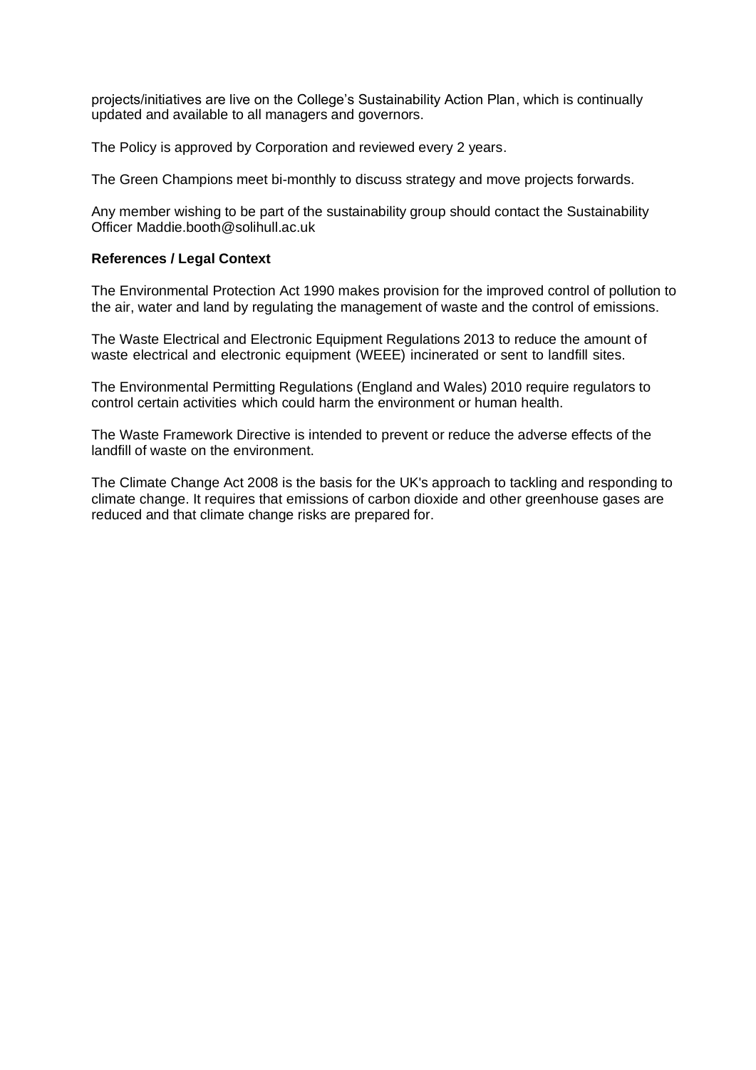projects/initiatives are live on the College's Sustainability Action Plan, which is continually updated and available to all managers and governors.

The Policy is approved by Corporation and reviewed every 2 years.

The Green Champions meet bi-monthly to discuss strategy and move projects forwards.

Any member wishing to be part of the sustainability group should contact the Sustainability Officer Maddie.booth@solihull.ac.uk

**References / Legal Context**

The Environmental Protection Act 1990 makes provision for the improved control of pollution to the air, water and land by regulating the management of waste and the control of emissions.

The Waste Electrical and Electronic Equipment Regulations 2013 to reduce the amount of waste electrical and electronic equipment (WEEE) incinerated or sent to landfill sites.

The Environmental Permitting Regulations (England and Wales) 2010 require regulators to control certain activities which could harm the environment or human health.

The Waste Framework Directive is intended to prevent or reduce the adverse effects of the landfill of waste on the environment.

The Climate Change Act 2008 is the basis for the UK's approach to tackling and responding to climate change. It requires that emissions of carbon dioxide and other greenhouse gases are reduced and that climate change risks are prepared for.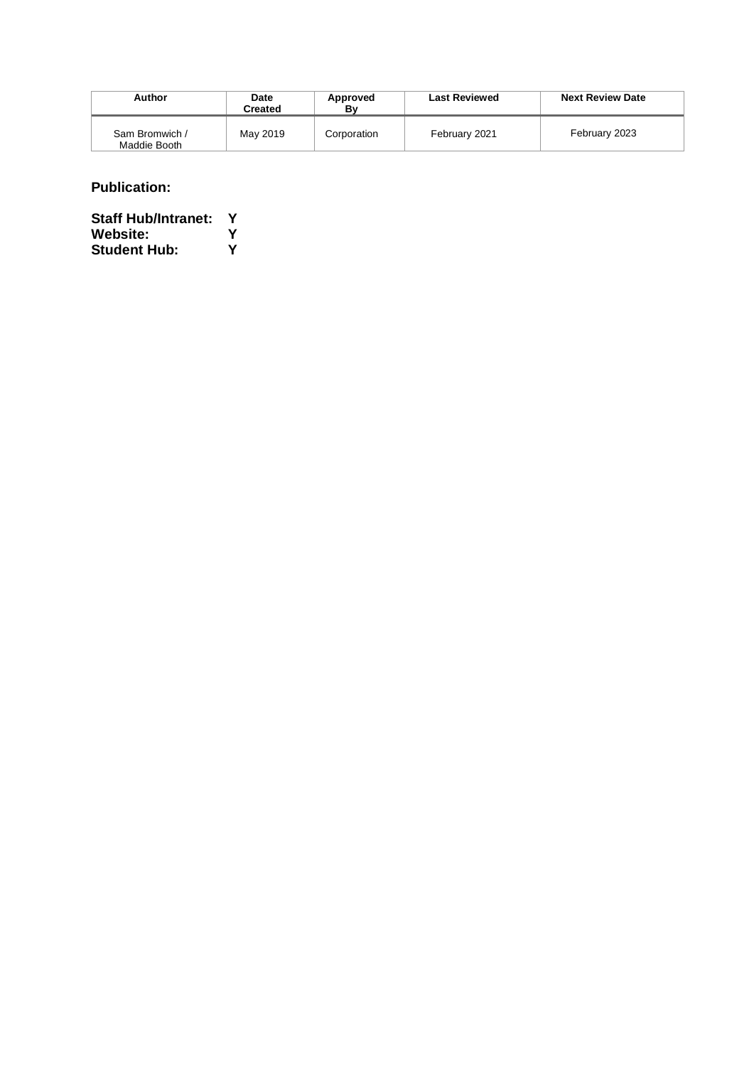| Author | Date Created | Approved By | Last Reviewed | Next Review Date |
|---|---|---|---|---|
| Sam Bromwich / Maddie Booth | May 2019 | Corporation | February 2021 | February 2023 |

**Publication:**

**Staff Hub/Intranet: Y**
**Website: Y**
**Student Hub: Y**